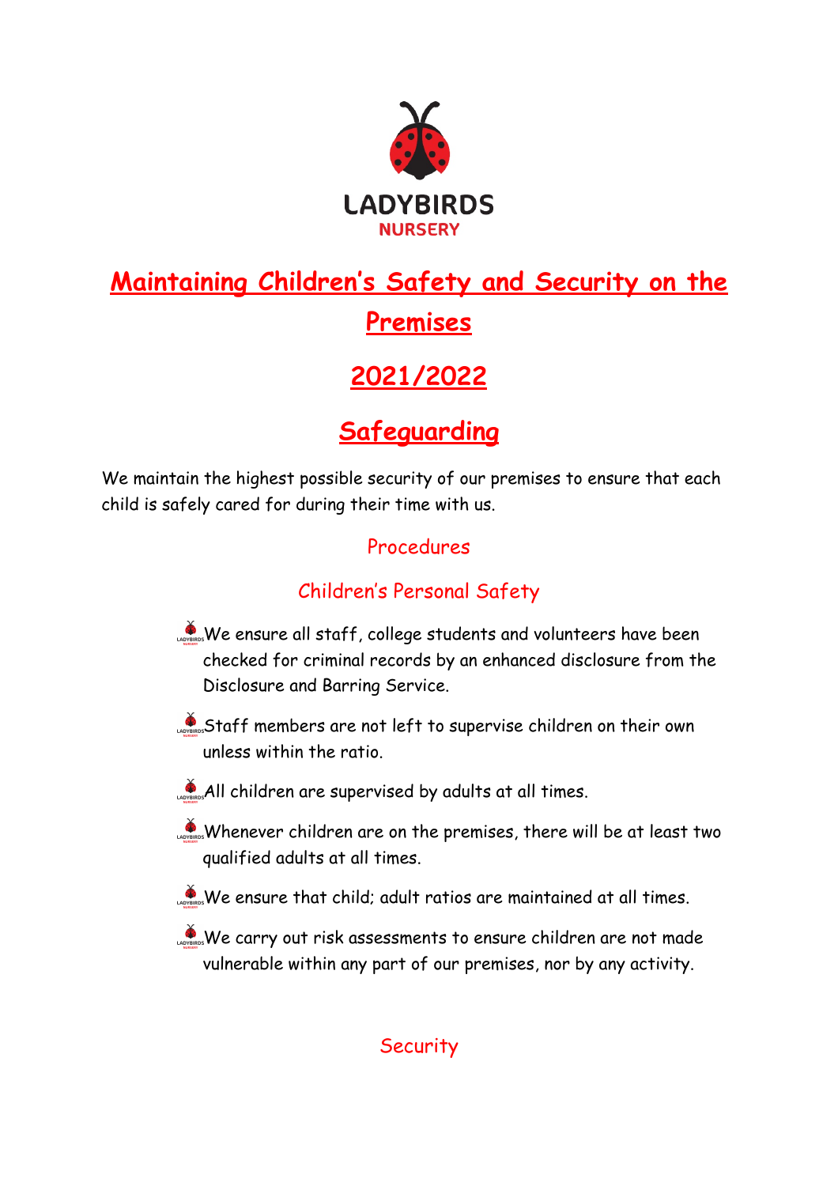LADYBIRDS
NURSERY

# Maintaining Children's Safety and Security on the Premises

# 2021/2022

# Safeguarding

We maintain the highest possible security of our premises to ensure that each child is safely cared for during their time with us.

## Procedures

### Children's Personal Safety

- We ensure all staff, college students and volunteers have been checked for criminal records by an enhanced disclosure from the Disclosure and Barring Service.
- Staff members are not left to supervise children on their own unless within the ratio.
- All children are supervised by adults at all times.
- Whenever children are on the premises, there will be at least two qualified adults at all times.
- We ensure that child; adult ratios are maintained at all times.
- We carry out risk assessments to ensure children are not made vulnerable within any part of our premises, nor by any activity.

### Security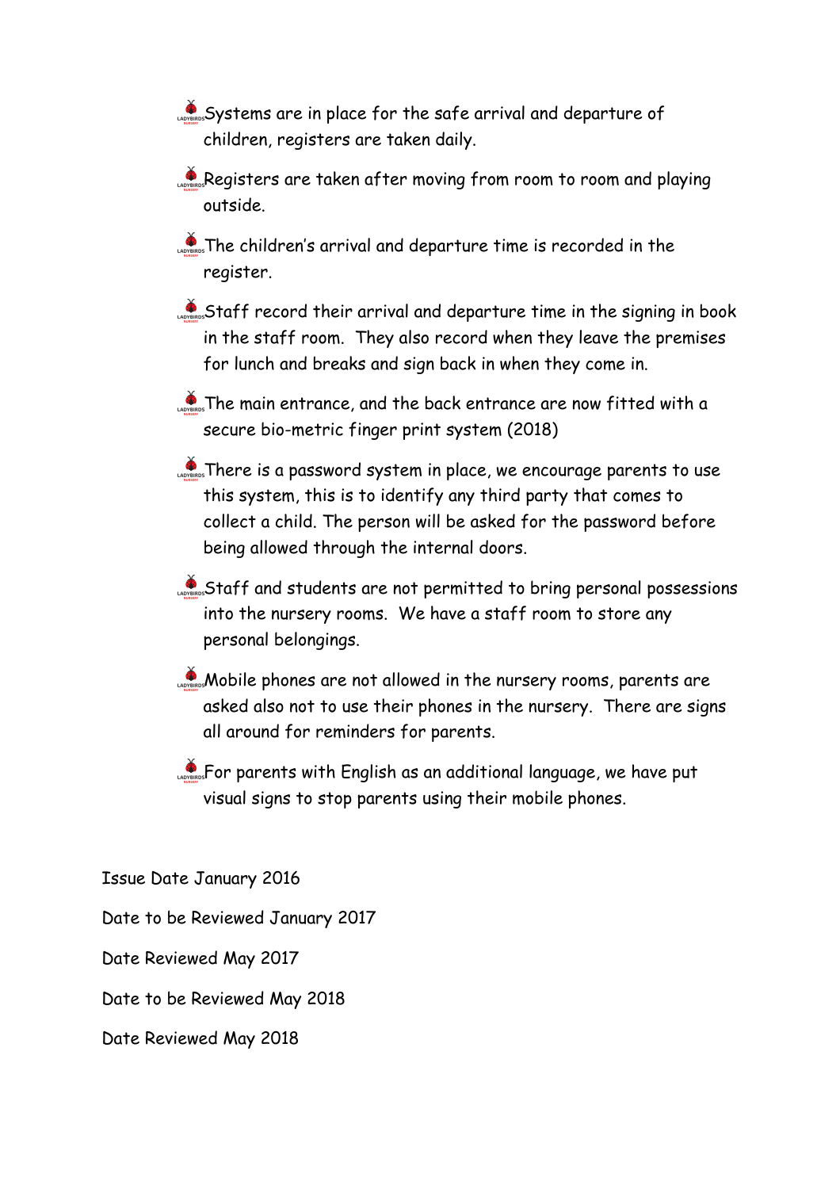- Systems are in place for the safe arrival and departure of children, registers are taken daily.
- Registers are taken after moving from room to room and playing outside.
- The children's arrival and departure time is recorded in the register.
- Staff record their arrival and departure time in the signing in book in the staff room. They also record when they leave the premises for lunch and breaks and sign back in when they come in.
- The main entrance, and the back entrance are now fitted with a secure bio-metric finger print system (2018)
- There is a password system in place, we encourage parents to use this system, this is to identify any third party that comes to collect a child. The person will be asked for the password before being allowed through the internal doors.
- Staff and students are not permitted to bring personal possessions into the nursery rooms. We have a staff room to store any personal belongings.
- Mobile phones are not allowed in the nursery rooms, parents are asked also not to use their phones in the nursery. There are signs all around for reminders for parents.
- For parents with English as an additional language, we have put visual signs to stop parents using their mobile phones.

Issue Date January 2016

Date to be Reviewed January 2017

Date Reviewed May 2017

Date to be Reviewed May 2018

Date Reviewed May 2018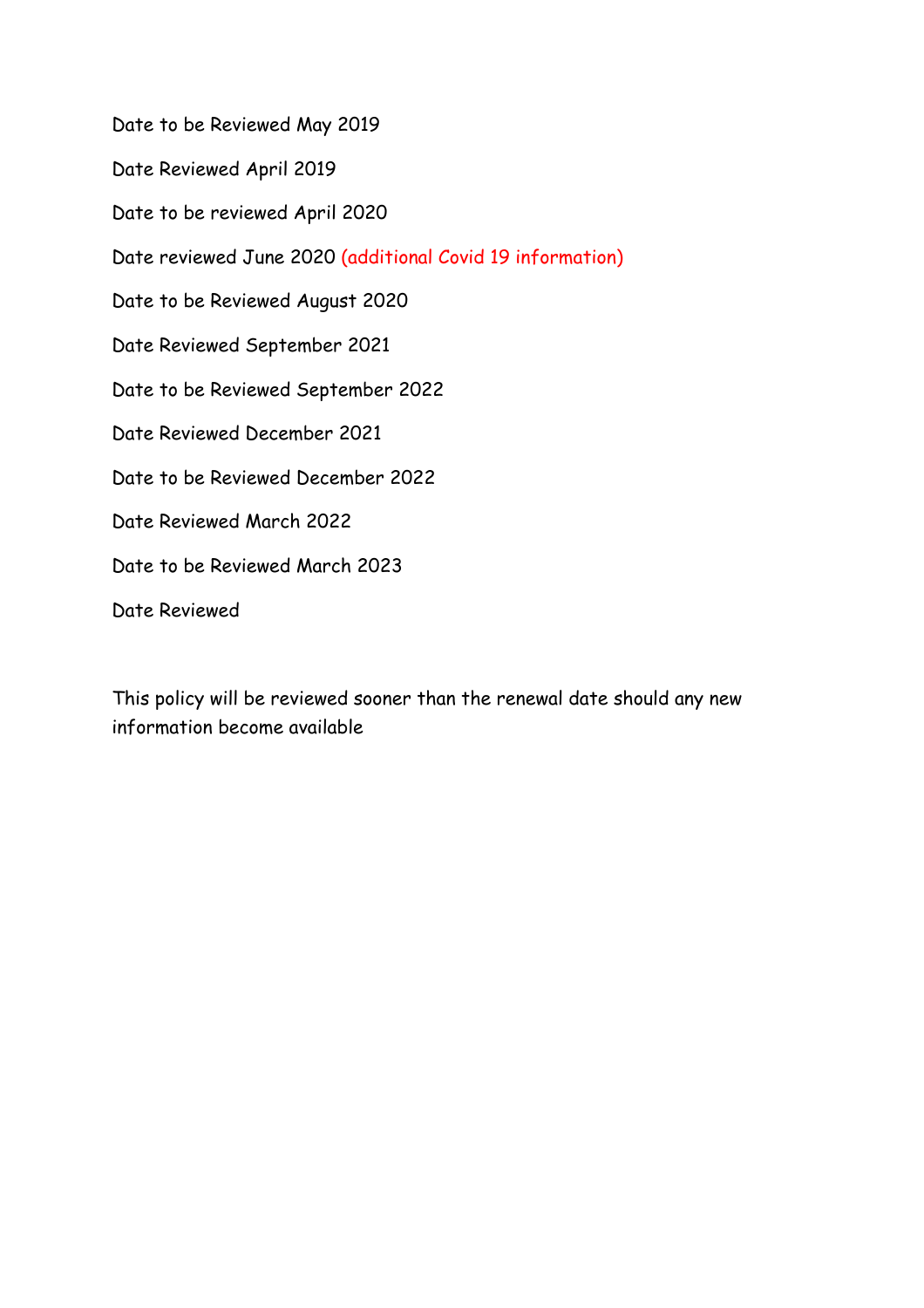Date to be Reviewed May 2019

Date Reviewed April 2019

Date to be reviewed April 2020

Date reviewed June 2020 (additional Covid 19 information)

Date to be Reviewed August 2020

Date Reviewed September 2021

Date to be Reviewed September 2022

Date Reviewed December 2021

Date to be Reviewed December 2022

Date Reviewed March 2022

Date to be Reviewed March 2023

Date Reviewed

This policy will be reviewed sooner than the renewal date should any new information become available